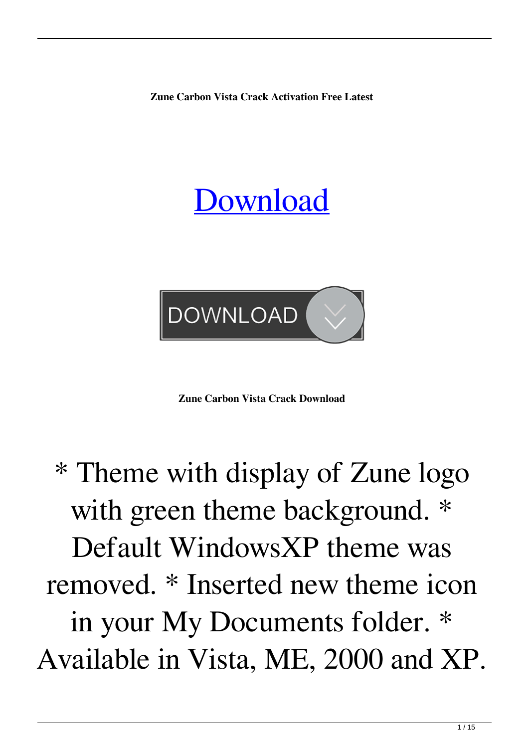**Zune Carbon Vista Crack Activation Free Latest**

# Download

DOWNLOAD

**Zune Carbon Vista Crack Download**

* Theme with display of Zune logo with green theme background. * Default WindowsXP theme was removed. * Inserted new theme icon in your My Documents folder. * Available in Vista, ME, 2000 and XP.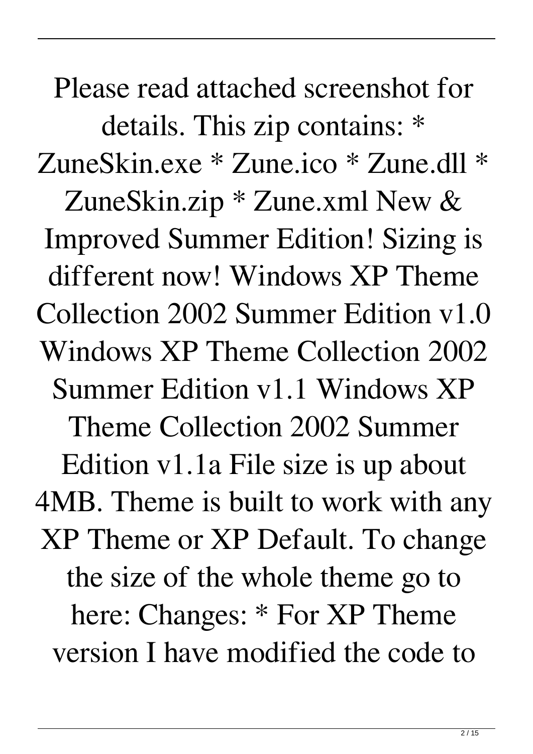Please read attached screenshot for details. This zip contains: * ZuneSkin.exe * Zune.ico * Zune.dll * ZuneSkin.zip * Zune.xml New & Improved Summer Edition! Sizing is different now! Windows XP Theme Collection 2002 Summer Edition v1.0 Windows XP Theme Collection 2002 Summer Edition v1.1 Windows XP Theme Collection 2002 Summer Edition v1.1a File size is up about 4MB. Theme is built to work with any XP Theme or XP Default. To change the size of the whole theme go to here: Changes: * For XP Theme version I have modified the code to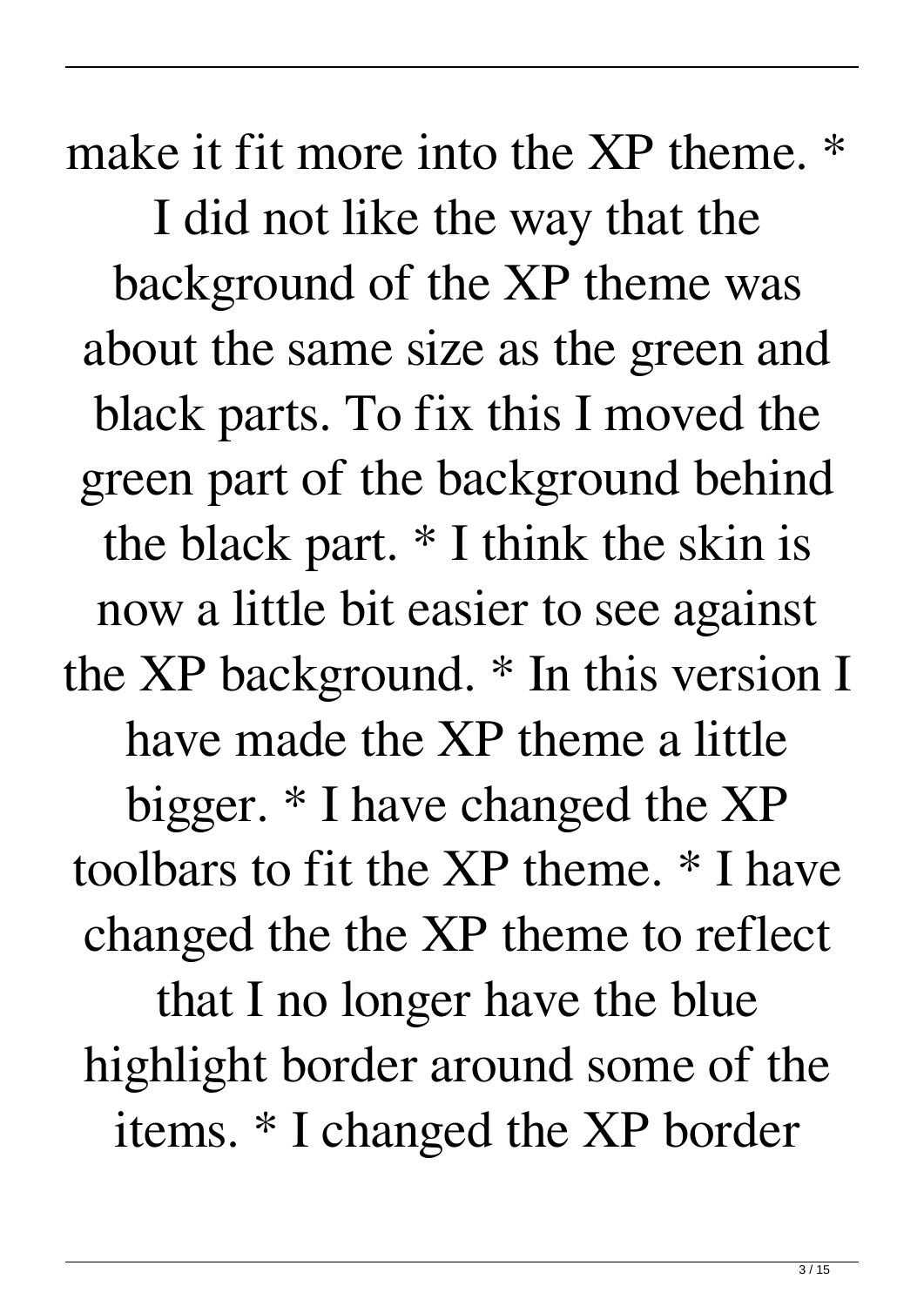make it fit more into the XP theme. * I did not like the way that the background of the XP theme was about the same size as the green and black parts. To fix this I moved the green part of the background behind the black part. * I think the skin is now a little bit easier to see against the XP background. * In this version I have made the XP theme a little bigger. * I have changed the XP toolbars to fit the XP theme. * I have changed the the XP theme to reflect that I no longer have the blue highlight border around some of the items. * I changed the XP border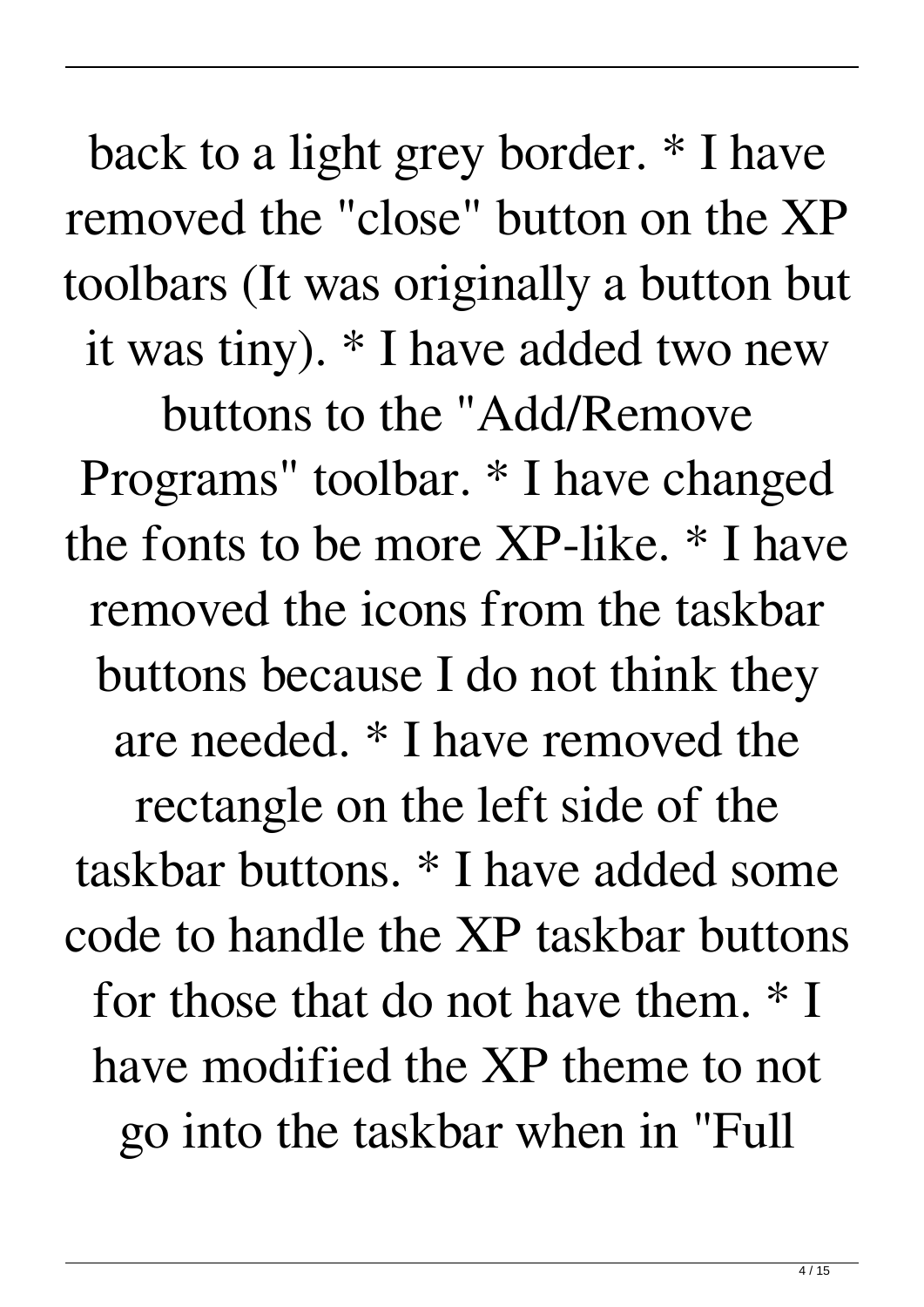back to a light grey border. * I have removed the "close" button on the XP toolbars (It was originally a button but it was tiny). * I have added two new buttons to the "Add/Remove Programs" toolbar. * I have changed the fonts to be more XP-like. * I have removed the icons from the taskbar buttons because I do not think they are needed. * I have removed the rectangle on the left side of the taskbar buttons. * I have added some code to handle the XP taskbar buttons for those that do not have them. * I have modified the XP theme to not go into the taskbar when in "Full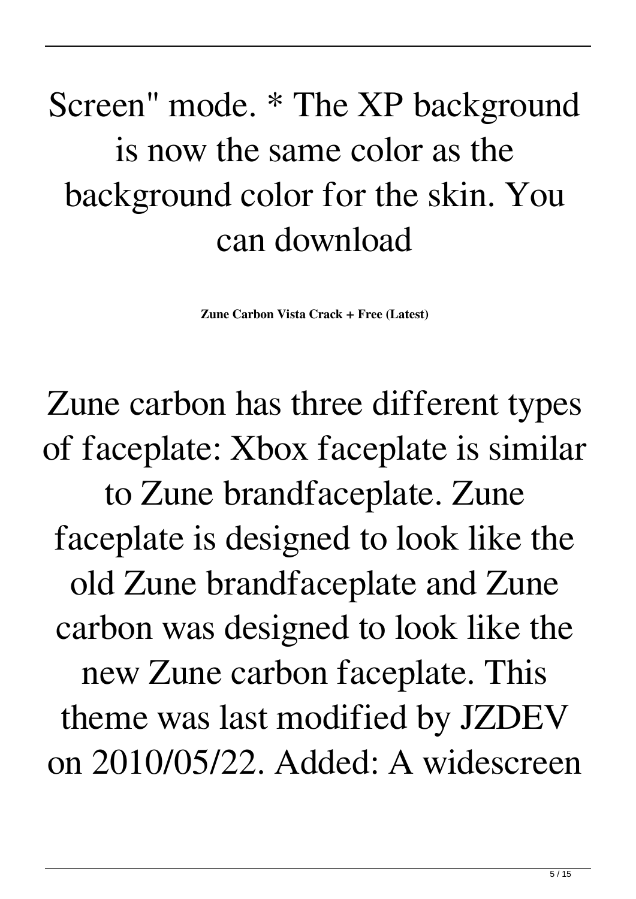Screen" mode. * The XP background is now the same color as the background color for the skin. You can download

**Zune Carbon Vista Crack + Free (Latest)**

Zune carbon has three different types of faceplate: Xbox faceplate is similar to Zune brandfaceplate. Zune faceplate is designed to look like the old Zune brandfaceplate and Zune carbon was designed to look like the new Zune carbon faceplate. This theme was last modified by JZDEV on 2010/05/22. Added: A widescreen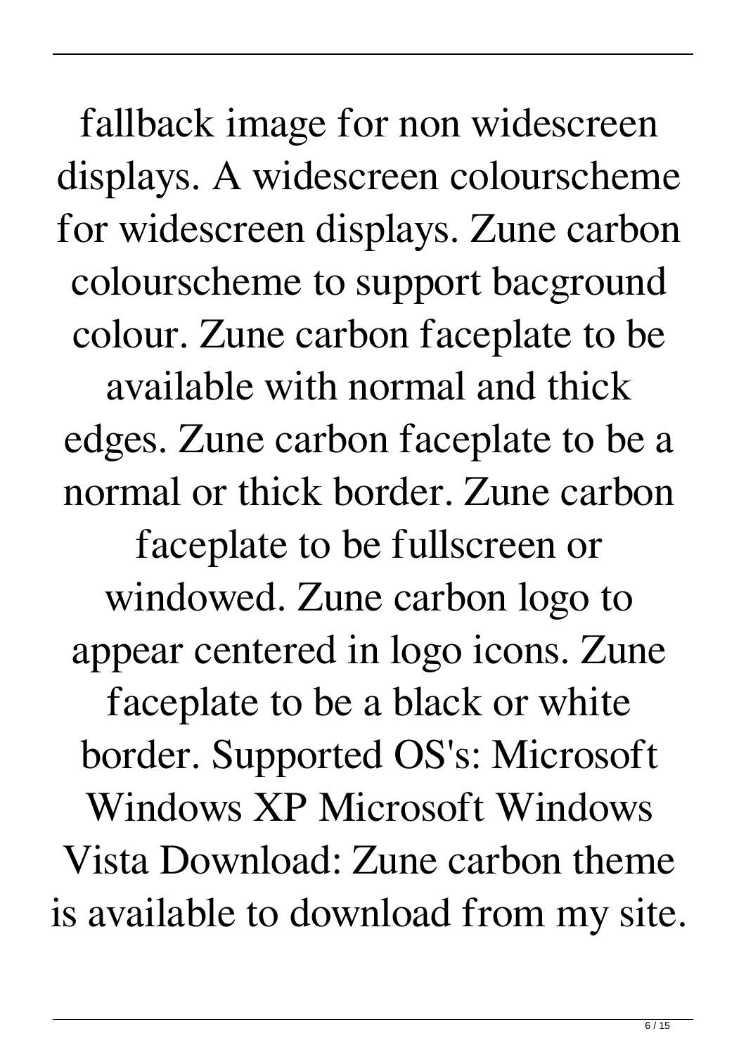fallback image for non widescreen displays. A widescreen colourscheme for widescreen displays. Zune carbon colourscheme to support bacground colour. Zune carbon faceplate to be available with normal and thick edges. Zune carbon faceplate to be a normal or thick border. Zune carbon faceplate to be fullscreen or windowed. Zune carbon logo to appear centered in logo icons. Zune faceplate to be a black or white border. Supported OS's: Microsoft Windows XP Microsoft Windows Vista Download: Zune carbon theme is available to download from my site.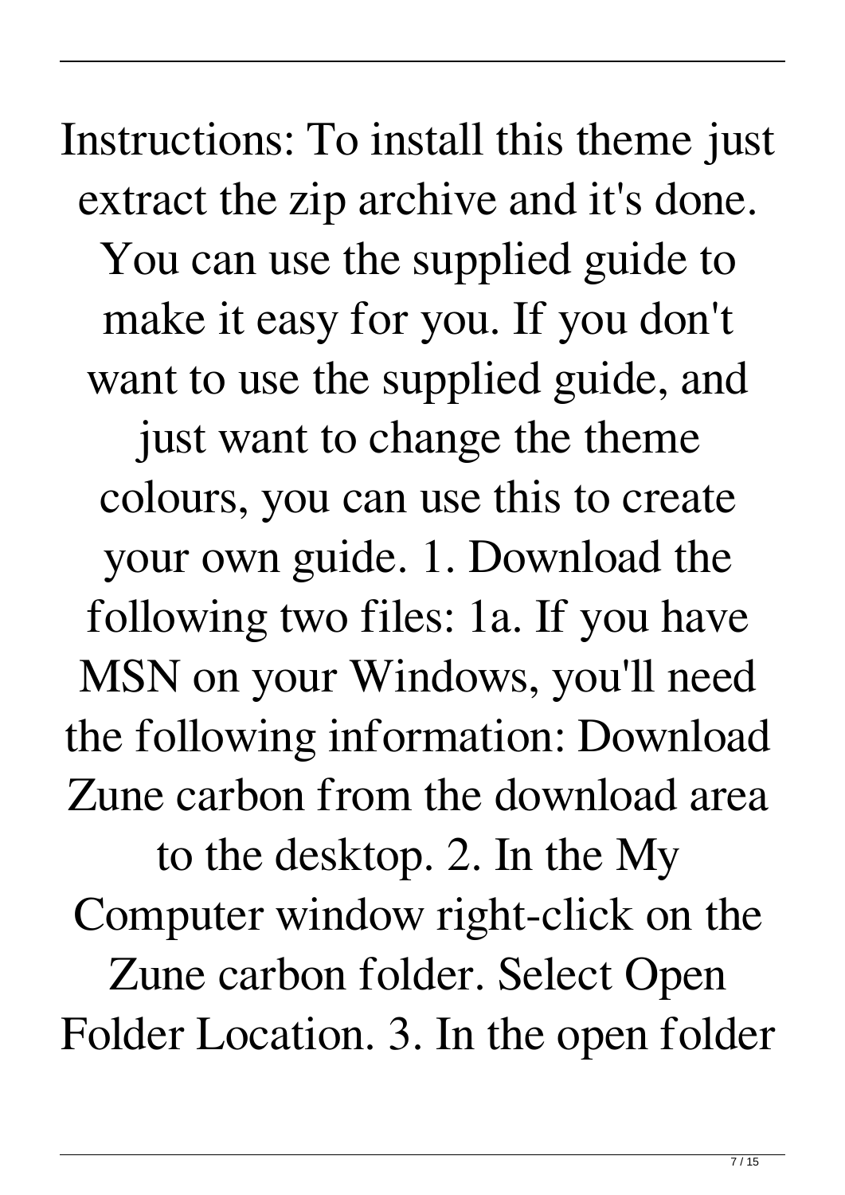Instructions: To install this theme just extract the zip archive and it's done. You can use the supplied guide to make it easy for you. If you don't want to use the supplied guide, and just want to change the theme colours, you can use this to create your own guide. 1. Download the following two files: 1a. If you have MSN on your Windows, you'll need the following information: Download Zune carbon from the download area to the desktop. 2. In the My Computer window right-click on the Zune carbon folder. Select Open Folder Location. 3. In the open folder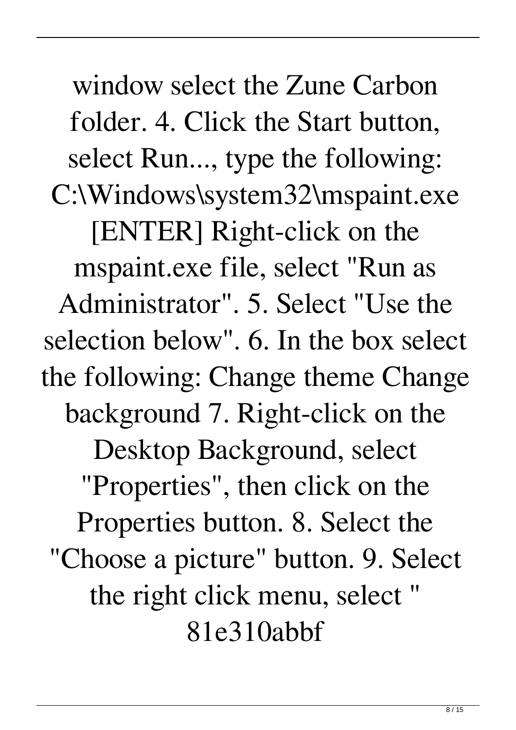window select the Zune Carbon folder. 4. Click the Start button, select Run..., type the following: C:\Windows\system32\mspaint.exe [ENTER] Right-click on the mspaint.exe file, select "Run as Administrator". 5. Select "Use the selection below". 6. In the box select the following: Change theme Change background 7. Right-click on the Desktop Background, select "Properties", then click on the Properties button. 8. Select the "Choose a picture" button. 9. Select the right click menu, select " 81e310abbf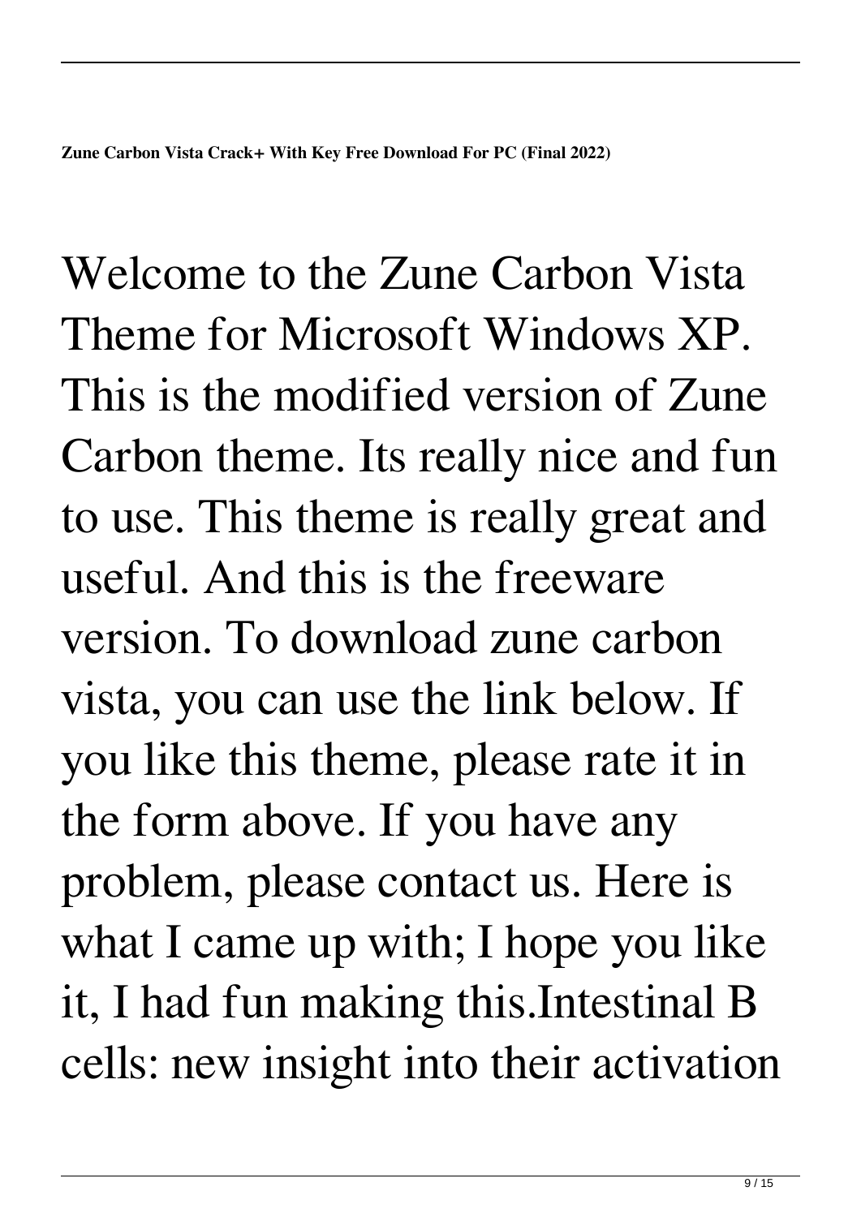**Zune Carbon Vista Crack+ With Key Free Download For PC (Final 2022)**

Welcome to the Zune Carbon Vista Theme for Microsoft Windows XP. This is the modified version of Zune Carbon theme. Its really nice and fun to use. This theme is really great and useful. And this is the freeware version. To download zune carbon vista, you can use the link below. If you like this theme, please rate it in the form above. If you have any problem, please contact us. Here is what I came up with; I hope you like it, I had fun making this.Intestinal B cells: new insight into their activation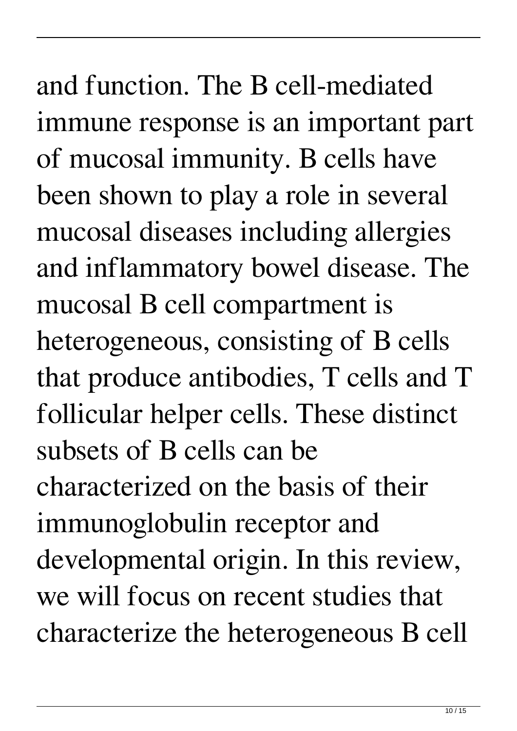and function. The B cell-mediated immune response is an important part of mucosal immunity. B cells have been shown to play a role in several mucosal diseases including allergies and inflammatory bowel disease. The mucosal B cell compartment is heterogeneous, consisting of B cells that produce antibodies, T cells and T follicular helper cells. These distinct subsets of B cells can be characterized on the basis of their immunoglobulin receptor and developmental origin. In this review, we will focus on recent studies that characterize the heterogeneous B cell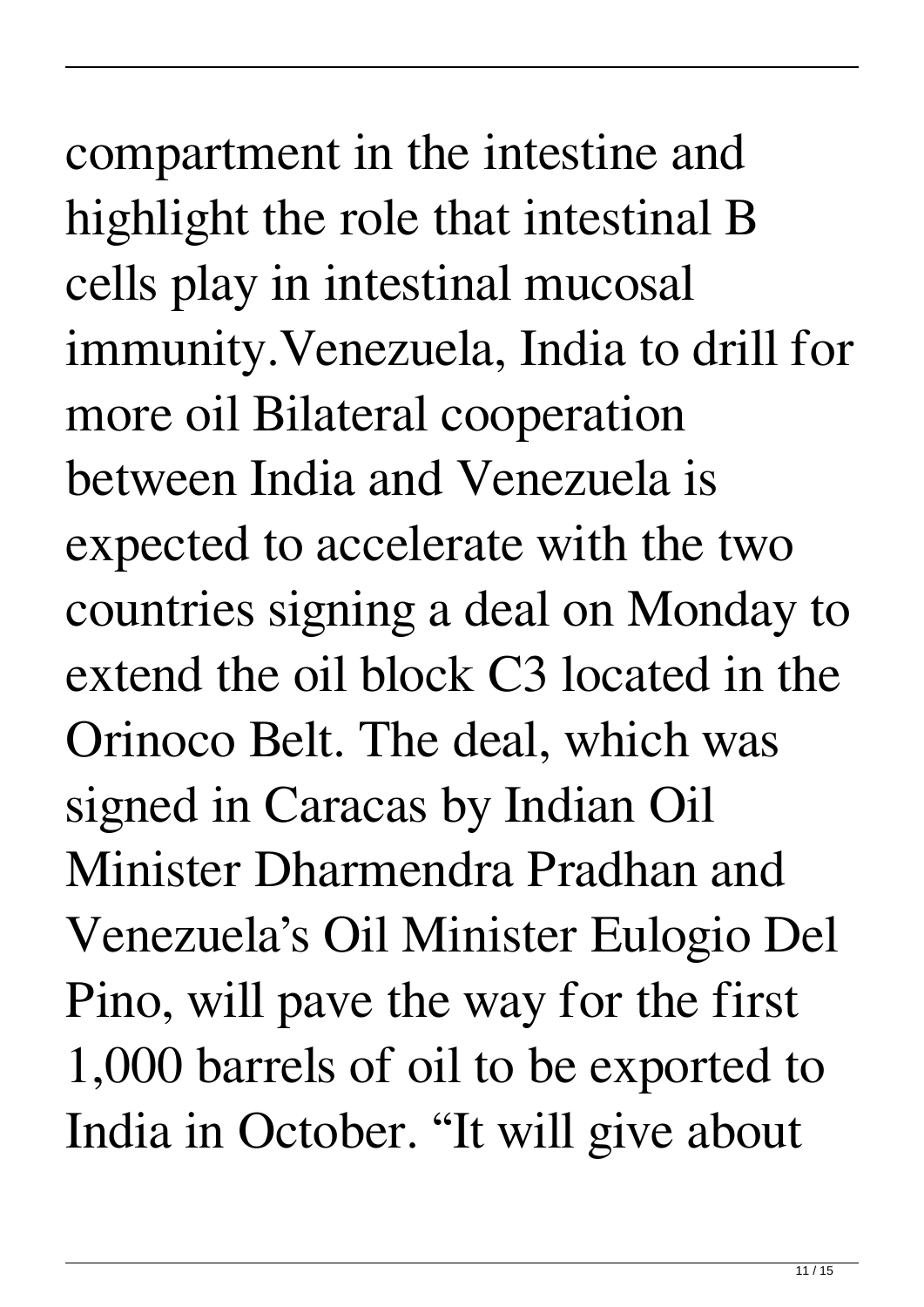compartment in the intestine and highlight the role that intestinal B cells play in intestinal mucosal immunity.Venezuela, India to drill for more oil Bilateral cooperation between India and Venezuela is expected to accelerate with the two countries signing a deal on Monday to extend the oil block C3 located in the Orinoco Belt. The deal, which was signed in Caracas by Indian Oil Minister Dharmendra Pradhan and Venezuela's Oil Minister Eulogio Del Pino, will pave the way for the first 1,000 barrels of oil to be exported to India in October. "It will give about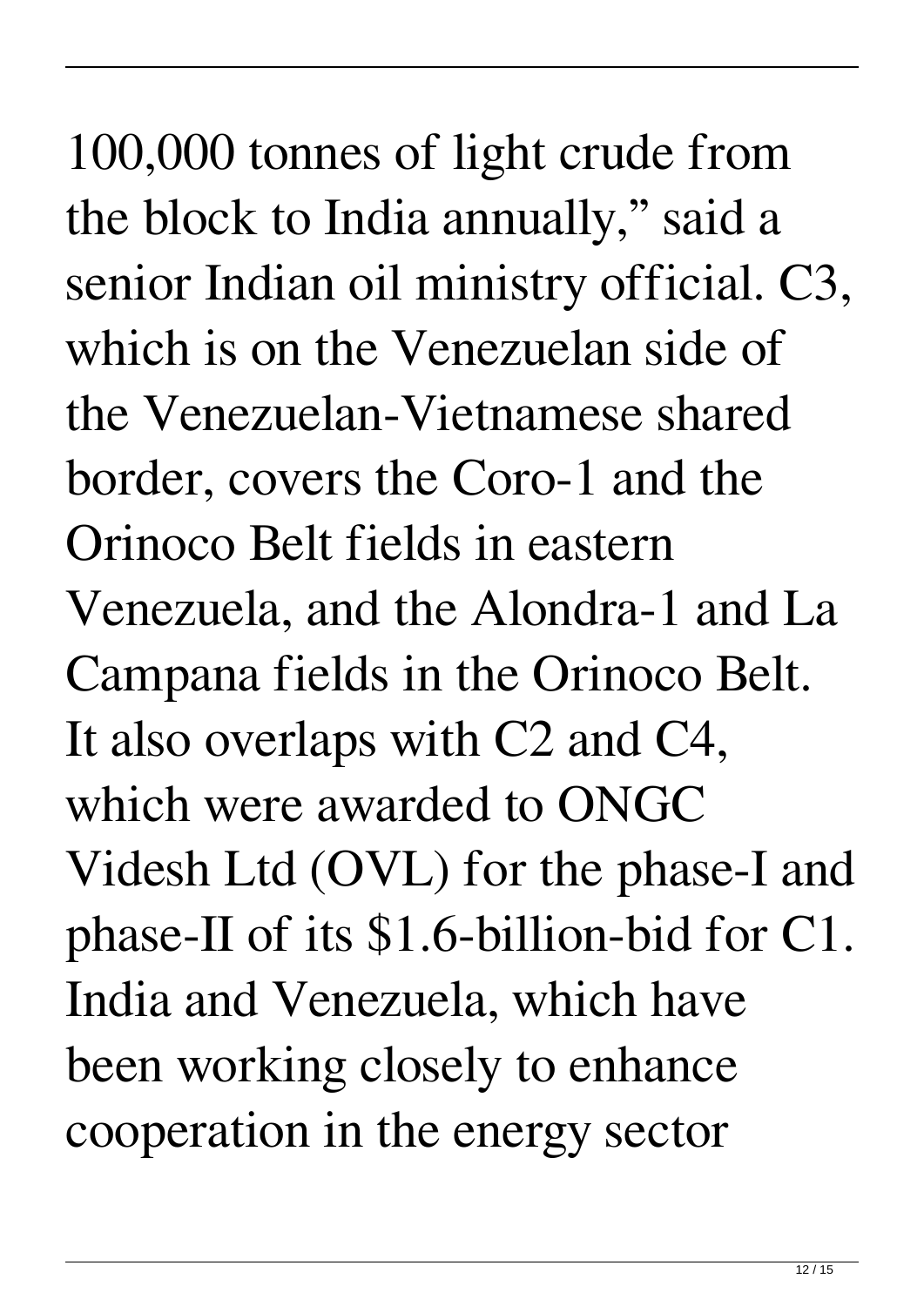100,000 tonnes of light crude from the block to India annually," said a senior Indian oil ministry official. C3, which is on the Venezuelan side of the Venezuelan-Vietnamese shared border, covers the Coro-1 and the Orinoco Belt fields in eastern Venezuela, and the Alondra-1 and La Campana fields in the Orinoco Belt. It also overlaps with C2 and C4, which were awarded to ONGC Videsh Ltd (OVL) for the phase-I and phase-II of its $1.6-billion-bid for C1. India and Venezuela, which have been working closely to enhance cooperation in the energy sector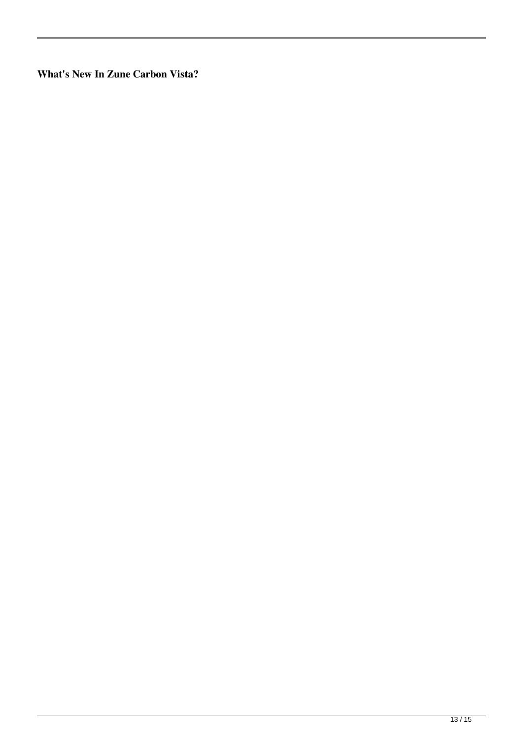**What's New In Zune Carbon Vista?**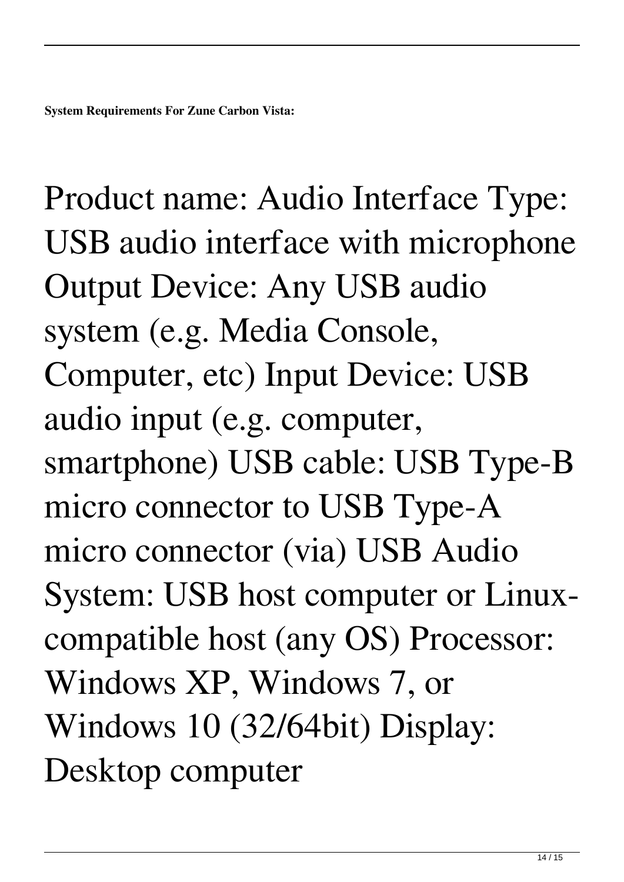**System Requirements For Zune Carbon Vista:**

Product name: Audio Interface Type: USB audio interface with microphone Output Device: Any USB audio system (e.g. Media Console, Computer, etc) Input Device: USB audio input (e.g. computer, smartphone) USB cable: USB Type-B micro connector to USB Type-A micro connector (via) USB Audio System: USB host computer or Linux-compatible host (any OS) Processor: Windows XP, Windows 7, or Windows 10 (32/64bit) Display: Desktop computer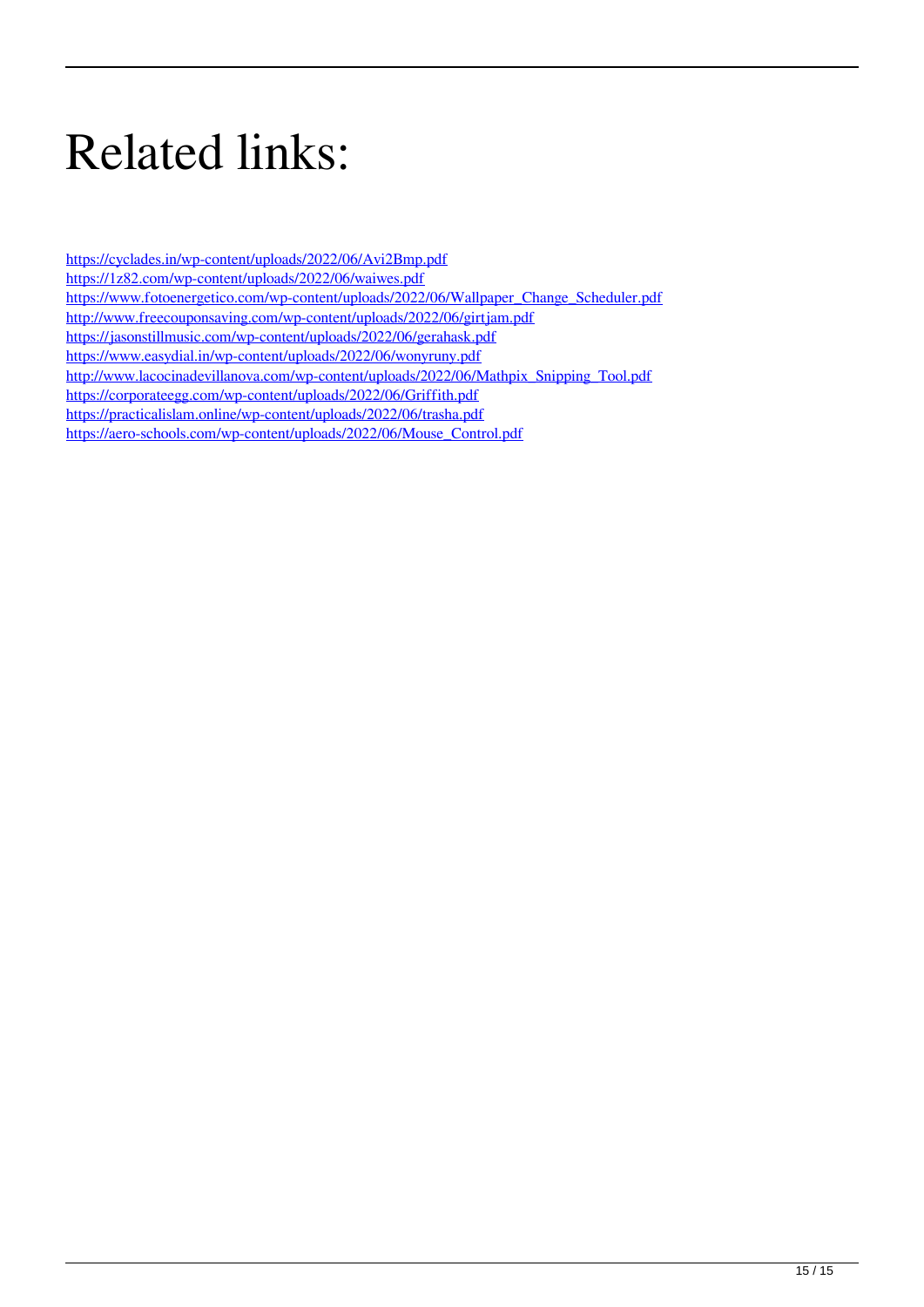# Related links:

https://cyclades.in/wp-content/uploads/2022/06/Avi2Bmp.pdf
https://1z82.com/wp-content/uploads/2022/06/waiwes.pdf
https://www.fotoenergetico.com/wp-content/uploads/2022/06/Wallpaper_Change_Scheduler.pdf
http://www.freecouponsaving.com/wp-content/uploads/2022/06/girtjam.pdf
https://jasonstillmusic.com/wp-content/uploads/2022/06/gerahask.pdf
https://www.easydial.in/wp-content/uploads/2022/06/wonyruny.pdf
http://www.lacocinadevillanova.com/wp-content/uploads/2022/06/Mathpix_Snipping_Tool.pdf
https://corporateegg.com/wp-content/uploads/2022/06/Griffith.pdf
https://practicalislam.online/wp-content/uploads/2022/06/trasha.pdf
https://aero-schools.com/wp-content/uploads/2022/06/Mouse_Control.pdf